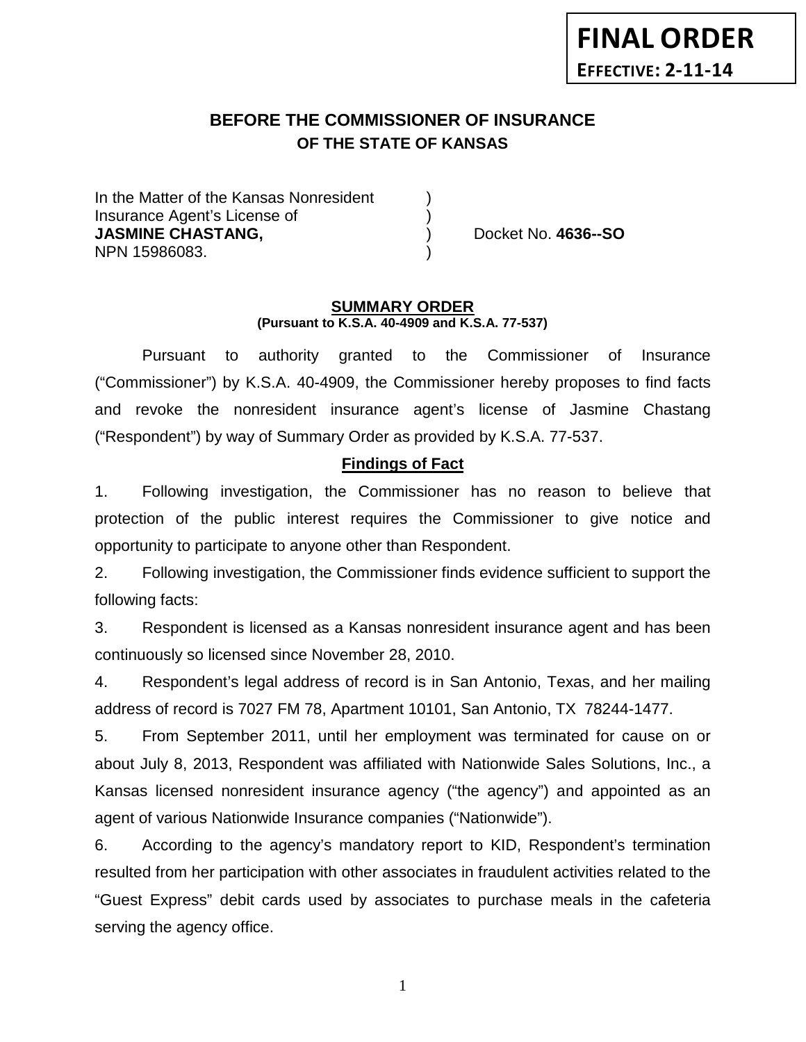**FINAL ORDER**

**EFFECTIVE: 2-11-14**

# BEFORE THE COMMISSIONER OF INSURANCE
## OF THE STATE OF KANSAS

In the Matter of the Kansas Nonresident )
Insurance Agent's License of )
**JASMINE CHASTANG,** ) Docket No. **4636--SO**
NPN 15986083. )

### SUMMARY ORDER
**(Pursuant to K.S.A. 40-4909 and K.S.A. 77-537)**

Pursuant to authority granted to the Commissioner of Insurance ("Commissioner") by K.S.A. 40-4909, the Commissioner hereby proposes to find facts and revoke the nonresident insurance agent's license of Jasmine Chastang ("Respondent") by way of Summary Order as provided by K.S.A. 77-537.

### Findings of Fact

1. Following investigation, the Commissioner has no reason to believe that protection of the public interest requires the Commissioner to give notice and opportunity to participate to anyone other than Respondent.

2. Following investigation, the Commissioner finds evidence sufficient to support the following facts:

3. Respondent is licensed as a Kansas nonresident insurance agent and has been continuously so licensed since November 28, 2010.

4. Respondent's legal address of record is in San Antonio, Texas, and her mailing address of record is 7027 FM 78, Apartment 10101, San Antonio, TX 78244-1477.

5. From September 2011, until her employment was terminated for cause on or about July 8, 2013, Respondent was affiliated with Nationwide Sales Solutions, Inc., a Kansas licensed nonresident insurance agency ("the agency") and appointed as an agent of various Nationwide Insurance companies ("Nationwide").

6. According to the agency's mandatory report to KID, Respondent's termination resulted from her participation with other associates in fraudulent activities related to the "Guest Express" debit cards used by associates to purchase meals in the cafeteria serving the agency office.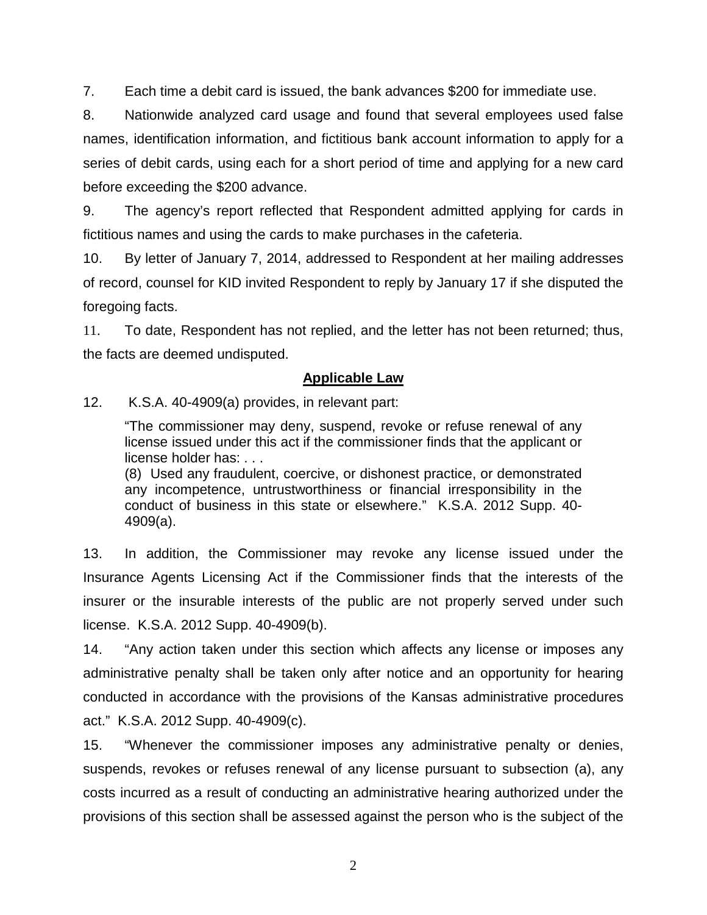7. Each time a debit card is issued, the bank advances $200 for immediate use.

8. Nationwide analyzed card usage and found that several employees used false names, identification information, and fictitious bank account information to apply for a series of debit cards, using each for a short period of time and applying for a new card before exceeding the $200 advance.

9. The agency's report reflected that Respondent admitted applying for cards in fictitious names and using the cards to make purchases in the cafeteria.

10. By letter of January 7, 2014, addressed to Respondent at her mailing addresses of record, counsel for KID invited Respondent to reply by January 17 if she disputed the foregoing facts.

11. To date, Respondent has not replied, and the letter has not been returned; thus, the facts are deemed undisputed.

## Applicable Law

12. K.S.A. 40-4909(a) provides, in relevant part:

> "The commissioner may deny, suspend, revoke or refuse renewal of any license issued under this act if the commissioner finds that the applicant or license holder has: . . .
> (8) Used any fraudulent, coercive, or dishonest practice, or demonstrated any incompetence, untrustworthiness or financial irresponsibility in the conduct of business in this state or elsewhere." K.S.A. 2012 Supp. 40-4909(a).

13. In addition, the Commissioner may revoke any license issued under the Insurance Agents Licensing Act if the Commissioner finds that the interests of the insurer or the insurable interests of the public are not properly served under such license. K.S.A. 2012 Supp. 40-4909(b).

14. "Any action taken under this section which affects any license or imposes any administrative penalty shall be taken only after notice and an opportunity for hearing conducted in accordance with the provisions of the Kansas administrative procedures act." K.S.A. 2012 Supp. 40-4909(c).

15. "Whenever the commissioner imposes any administrative penalty or denies, suspends, revokes or refuses renewal of any license pursuant to subsection (a), any costs incurred as a result of conducting an administrative hearing authorized under the provisions of this section shall be assessed against the person who is the subject of the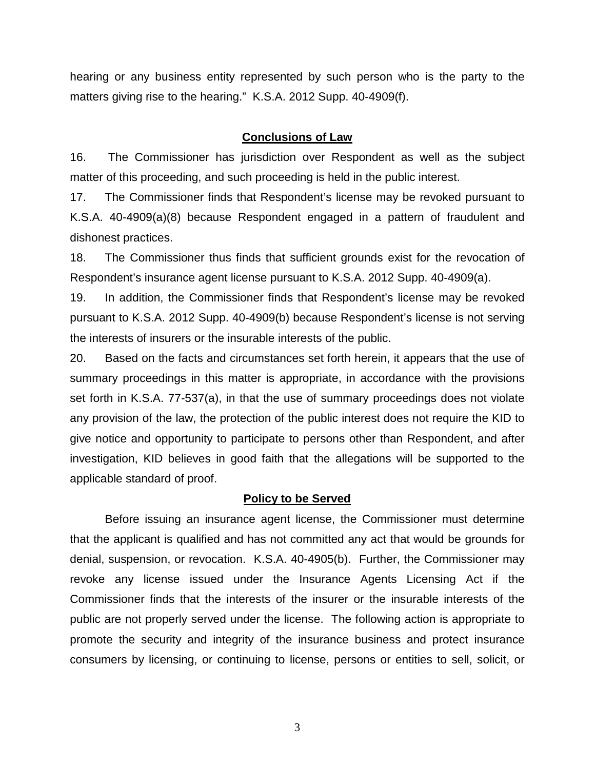hearing or any business entity represented by such person who is the party to the matters giving rise to the hearing." K.S.A. 2012 Supp. 40-4909(f).

## Conclusions of Law

16. The Commissioner has jurisdiction over Respondent as well as the subject matter of this proceeding, and such proceeding is held in the public interest.

17. The Commissioner finds that Respondent's license may be revoked pursuant to K.S.A. 40-4909(a)(8) because Respondent engaged in a pattern of fraudulent and dishonest practices.

18. The Commissioner thus finds that sufficient grounds exist for the revocation of Respondent's insurance agent license pursuant to K.S.A. 2012 Supp. 40-4909(a).

19. In addition, the Commissioner finds that Respondent's license may be revoked pursuant to K.S.A. 2012 Supp. 40-4909(b) because Respondent's license is not serving the interests of insurers or the insurable interests of the public.

20. Based on the facts and circumstances set forth herein, it appears that the use of summary proceedings in this matter is appropriate, in accordance with the provisions set forth in K.S.A. 77-537(a), in that the use of summary proceedings does not violate any provision of the law, the protection of the public interest does not require the KID to give notice and opportunity to participate to persons other than Respondent, and after investigation, KID believes in good faith that the allegations will be supported to the applicable standard of proof.

## Policy to be Served

Before issuing an insurance agent license, the Commissioner must determine that the applicant is qualified and has not committed any act that would be grounds for denial, suspension, or revocation. K.S.A. 40-4905(b). Further, the Commissioner may revoke any license issued under the Insurance Agents Licensing Act if the Commissioner finds that the interests of the insurer or the insurable interests of the public are not properly served under the license. The following action is appropriate to promote the security and integrity of the insurance business and protect insurance consumers by licensing, or continuing to license, persons or entities to sell, solicit, or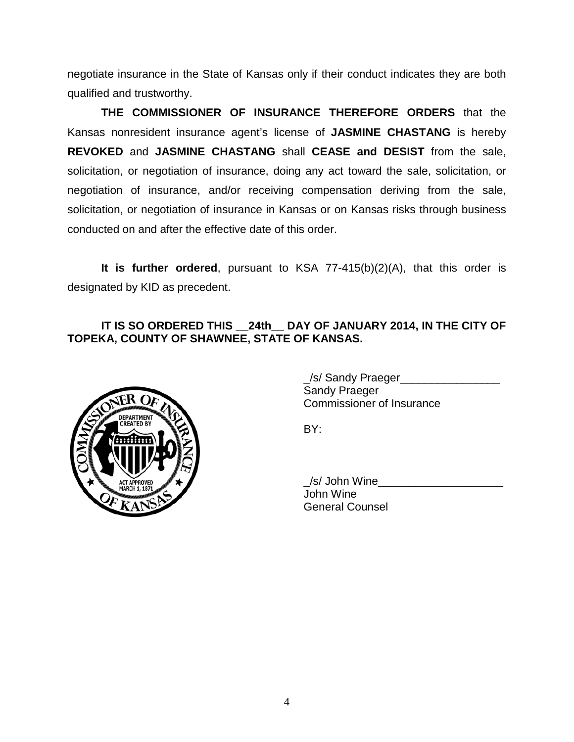negotiate insurance in the State of Kansas only if their conduct indicates they are both qualified and trustworthy.

**THE COMMISSIONER OF INSURANCE THEREFORE ORDERS** that the Kansas nonresident insurance agent's license of **JASMINE CHASTANG** is hereby **REVOKED** and **JASMINE CHASTANG** shall **CEASE and DESIST** from the sale, solicitation, or negotiation of insurance, doing any act toward the sale, solicitation, or negotiation of insurance, and/or receiving compensation deriving from the sale, solicitation, or negotiation of insurance in Kansas or on Kansas risks through business conducted on and after the effective date of this order.

**It is further ordered**, pursuant to KSA 77-415(b)(2)(A), that this order is designated by KID as precedent.

**IT IS SO ORDERED THIS __24th__ DAY OF JANUARY 2014, IN THE CITY OF TOPEKA, COUNTY OF SHAWNEE, STATE OF KANSAS.**

_/s/ Sandy Praeger________________
Sandy Praeger
Commissioner of Insurance

BY:

_/s/ John Wine____________________
John Wine
General Counsel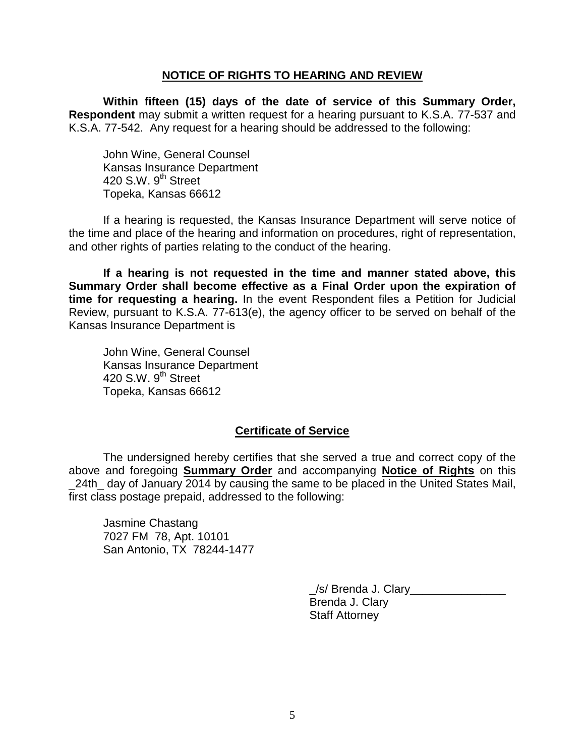## NOTICE OF RIGHTS TO HEARING AND REVIEW

**Within fifteen (15) days of the date of service of this Summary Order, Respondent** may submit a written request for a hearing pursuant to K.S.A. 77-537 and K.S.A. 77-542. Any request for a hearing should be addressed to the following:

John Wine, General Counsel
Kansas Insurance Department
420 S.W. 9th Street
Topeka, Kansas 66612

If a hearing is requested, the Kansas Insurance Department will serve notice of the time and place of the hearing and information on procedures, right of representation, and other rights of parties relating to the conduct of the hearing.

**If a hearing is not requested in the time and manner stated above, this Summary Order shall become effective as a Final Order upon the expiration of time for requesting a hearing.** In the event Respondent files a Petition for Judicial Review, pursuant to K.S.A. 77-613(e), the agency officer to be served on behalf of the Kansas Insurance Department is

John Wine, General Counsel
Kansas Insurance Department
420 S.W. 9th Street
Topeka, Kansas 66612

## Certificate of Service

The undersigned hereby certifies that she served a true and correct copy of the above and foregoing **Summary Order** and accompanying **Notice of Rights** on this _24th_ day of January 2014 by causing the same to be placed in the United States Mail, first class postage prepaid, addressed to the following:

Jasmine Chastang
7027 FM 78, Apt. 10101
San Antonio, TX 78244-1477

_/s/ Brenda J. Clary_______________
Brenda J. Clary
Staff Attorney